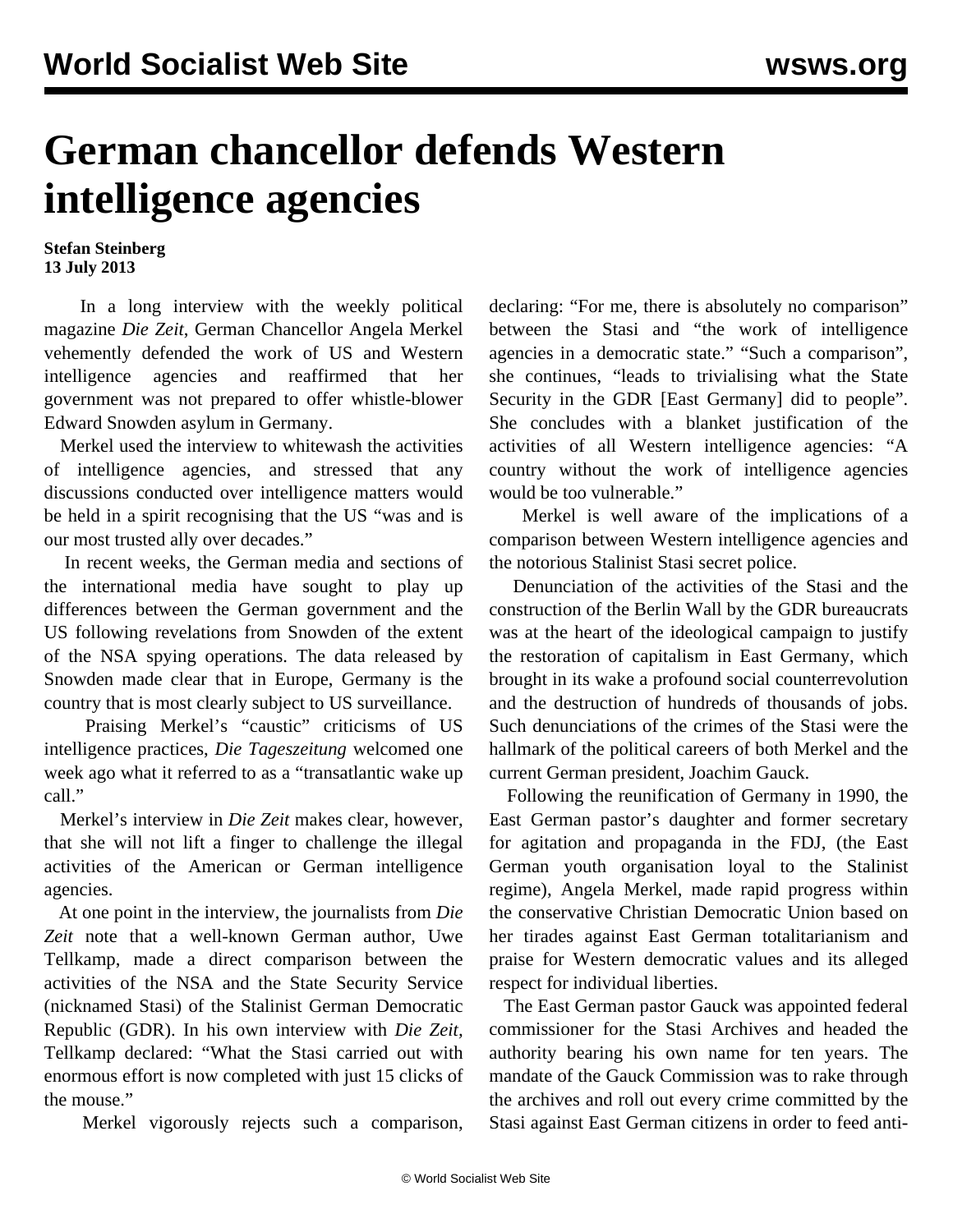# German chancellor defends Western intelligence agencies

**Stefan Steinberg**
**13 July 2013**

In a long interview with the weekly political magazine *Die Zeit*, German Chancellor Angela Merkel vehemently defended the work of US and Western intelligence agencies and reaffirmed that her government was not prepared to offer whistle-blower Edward Snowden asylum in Germany.

Merkel used the interview to whitewash the activities of intelligence agencies, and stressed that any discussions conducted over intelligence matters would be held in a spirit recognising that the US "was and is our most trusted ally over decades."

In recent weeks, the German media and sections of the international media have sought to play up differences between the German government and the US following revelations from Snowden of the extent of the NSA spying operations. The data released by Snowden made clear that in Europe, Germany is the country that is most clearly subject to US surveillance.

Praising Merkel's "caustic" criticisms of US intelligence practices, *Die Tageszeitung* welcomed one week ago what it referred to as a "transatlantic wake up call."

Merkel's interview in *Die Zeit* makes clear, however, that she will not lift a finger to challenge the illegal activities of the American or German intelligence agencies.

At one point in the interview, the journalists from *Die Zeit* note that a well-known German author, Uwe Tellkamp, made a direct comparison between the activities of the NSA and the State Security Service (nicknamed Stasi) of the Stalinist German Democratic Republic (GDR). In his own interview with *Die Zeit*, Tellkamp declared: "What the Stasi carried out with enormous effort is now completed with just 15 clicks of the mouse."

Merkel vigorously rejects such a comparison, declaring: "For me, there is absolutely no comparison" between the Stasi and "the work of intelligence agencies in a democratic state." "Such a comparison", she continues, "leads to trivialising what the State Security in the GDR [East Germany] did to people". She concludes with a blanket justification of the activities of all Western intelligence agencies: "A country without the work of intelligence agencies would be too vulnerable."

Merkel is well aware of the implications of a comparison between Western intelligence agencies and the notorious Stalinist Stasi secret police.

Denunciation of the activities of the Stasi and the construction of the Berlin Wall by the GDR bureaucrats was at the heart of the ideological campaign to justify the restoration of capitalism in East Germany, which brought in its wake a profound social counterrevolution and the destruction of hundreds of thousands of jobs. Such denunciations of the crimes of the Stasi were the hallmark of the political careers of both Merkel and the current German president, Joachim Gauck.

Following the reunification of Germany in 1990, the East German pastor's daughter and former secretary for agitation and propaganda in the FDJ, (the East German youth organisation loyal to the Stalinist regime), Angela Merkel, made rapid progress within the conservative Christian Democratic Union based on her tirades against East German totalitarianism and praise for Western democratic values and its alleged respect for individual liberties.

The East German pastor Gauck was appointed federal commissioner for the Stasi Archives and headed the authority bearing his own name for ten years. The mandate of the Gauck Commission was to rake through the archives and roll out every crime committed by the Stasi against East German citizens in order to feed anti-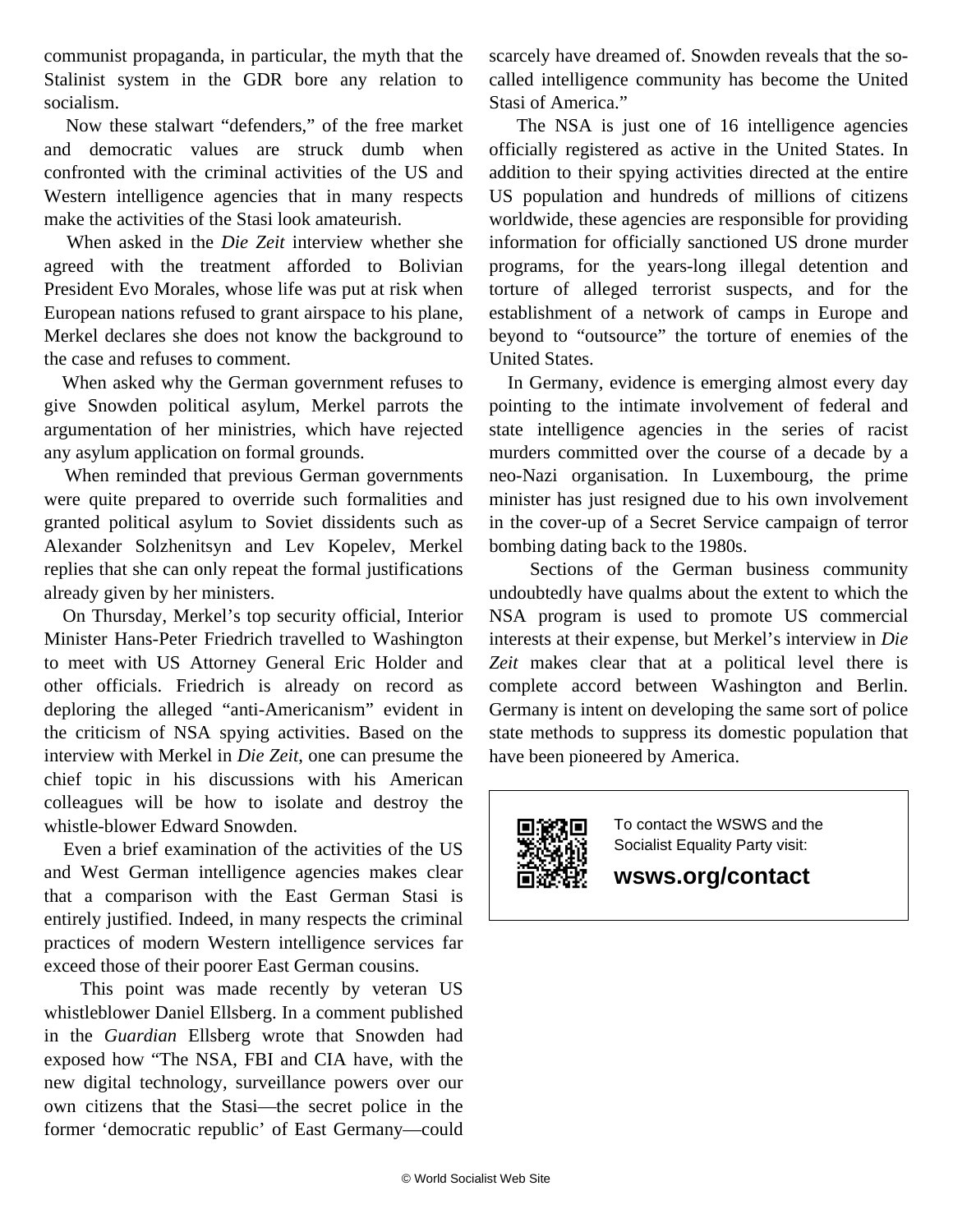communist propaganda, in particular, the myth that the Stalinist system in the GDR bore any relation to socialism.

Now these stalwart "defenders," of the free market and democratic values are struck dumb when confronted with the criminal activities of the US and Western intelligence agencies that in many respects make the activities of the Stasi look amateurish.

When asked in the *Die Zeit* interview whether she agreed with the treatment afforded to Bolivian President Evo Morales, whose life was put at risk when European nations refused to grant airspace to his plane, Merkel declares she does not know the background to the case and refuses to comment.

When asked why the German government refuses to give Snowden political asylum, Merkel parrots the argumentation of her ministries, which have rejected any asylum application on formal grounds.

When reminded that previous German governments were quite prepared to override such formalities and granted political asylum to Soviet dissidents such as Alexander Solzhenitsyn and Lev Kopelev, Merkel replies that she can only repeat the formal justifications already given by her ministers.

On Thursday, Merkel's top security official, Interior Minister Hans-Peter Friedrich travelled to Washington to meet with US Attorney General Eric Holder and other officials. Friedrich is already on record as deploring the alleged "anti-Americanism" evident in the criticism of NSA spying activities. Based on the interview with Merkel in *Die Zeit*, one can presume the chief topic in his discussions with his American colleagues will be how to isolate and destroy the whistle-blower Edward Snowden.

Even a brief examination of the activities of the US and West German intelligence agencies makes clear that a comparison with the East German Stasi is entirely justified. Indeed, in many respects the criminal practices of modern Western intelligence services far exceed those of their poorer East German cousins.

This point was made recently by veteran US whistleblower Daniel Ellsberg. In a comment published in the *Guardian* Ellsberg wrote that Snowden had exposed how "The NSA, FBI and CIA have, with the new digital technology, surveillance powers over our own citizens that the Stasi—the secret police in the former 'democratic republic' of East Germany—could scarcely have dreamed of. Snowden reveals that the so-called intelligence community has become the United Stasi of America."

The NSA is just one of 16 intelligence agencies officially registered as active in the United States. In addition to their spying activities directed at the entire US population and hundreds of millions of citizens worldwide, these agencies are responsible for providing information for officially sanctioned US drone murder programs, for the years-long illegal detention and torture of alleged terrorist suspects, and for the establishment of a network of camps in Europe and beyond to "outsource" the torture of enemies of the United States.

In Germany, evidence is emerging almost every day pointing to the intimate involvement of federal and state intelligence agencies in the series of racist murders committed over the course of a decade by a neo-Nazi organisation. In Luxembourg, the prime minister has just resigned due to his own involvement in the cover-up of a Secret Service campaign of terror bombing dating back to the 1980s.

Sections of the German business community undoubtedly have qualms about the extent to which the NSA program is used to promote US commercial interests at their expense, but Merkel's interview in *Die Zeit* makes clear that at a political level there is complete accord between Washington and Berlin. Germany is intent on developing the same sort of police state methods to suppress its domestic population that have been pioneered by America.

To contact the WSWS and the Socialist Equality Party visit:

**wsws.org/contact**